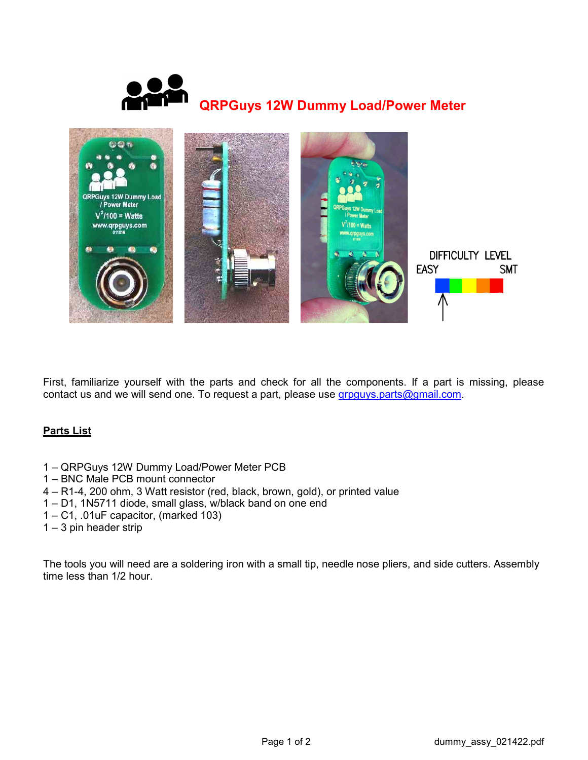# QRPGuys 12W Dummy Load/Power Meter

DIFFICULTY LEVEL

EASY SMT

First, familiarize yourself with the parts and check for all the components. If a part is missing, please contact us and we will send one. To request a part, please use qrpguys.parts@gmail.com.

**Parts List**

1 – QRPGuys 12W Dummy Load/Power Meter PCB
1 – BNC Male PCB mount connector
4 – R1-4, 200 ohm, 3 Watt resistor (red, black, brown, gold), or printed value
1 – D1, 1N5711 diode, small glass, w/black band on one end
1 – C1, .01uF capacitor, (marked 103)
1 – 3 pin header strip

The tools you will need are a soldering iron with a small tip, needle nose pliers, and side cutters. Assembly time less than 1/2 hour.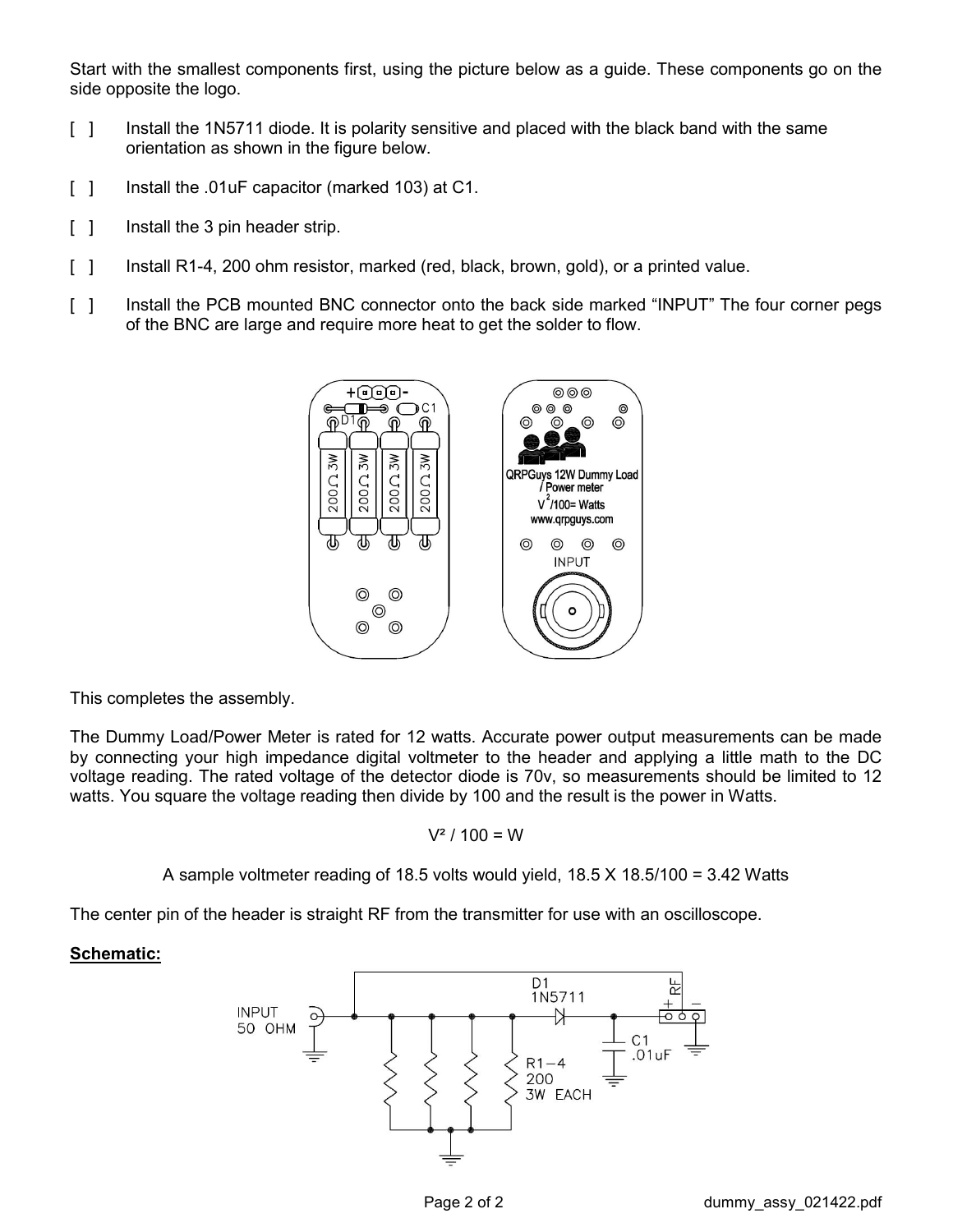Start with the smallest components first, using the picture below as a guide. These components go on the side opposite the logo.

[ ] Install the 1N5711 diode. It is polarity sensitive and placed with the black band with the same orientation as shown in the figure below.

[ ] Install the .01uF capacitor (marked 103) at C1.

[ ] Install the 3 pin header strip.

[ ] Install R1-4, 200 ohm resistor, marked (red, black, brown, gold), or a printed value.

[ ] Install the PCB mounted BNC connector onto the back side marked “INPUT” The four corner pegs of the BNC are large and require more heat to get the solder to flow.

This completes the assembly.

The Dummy Load/Power Meter is rated for 12 watts. Accurate power output measurements can be made by connecting your high impedance digital voltmeter to the header and applying a little math to the DC voltage reading. The rated voltage of the detector diode is 70v, so measurements should be limited to 12 watts. You square the voltage reading then divide by 100 and the result is the power in Watts.

$$V^2 / 100 = W$$

A sample voltmeter reading of 18.5 volts would yield, 18.5 X 18.5/100 = 3.42 Watts

The center pin of the header is straight RF from the transmitter for use with an oscilloscope.

**Schematic:**